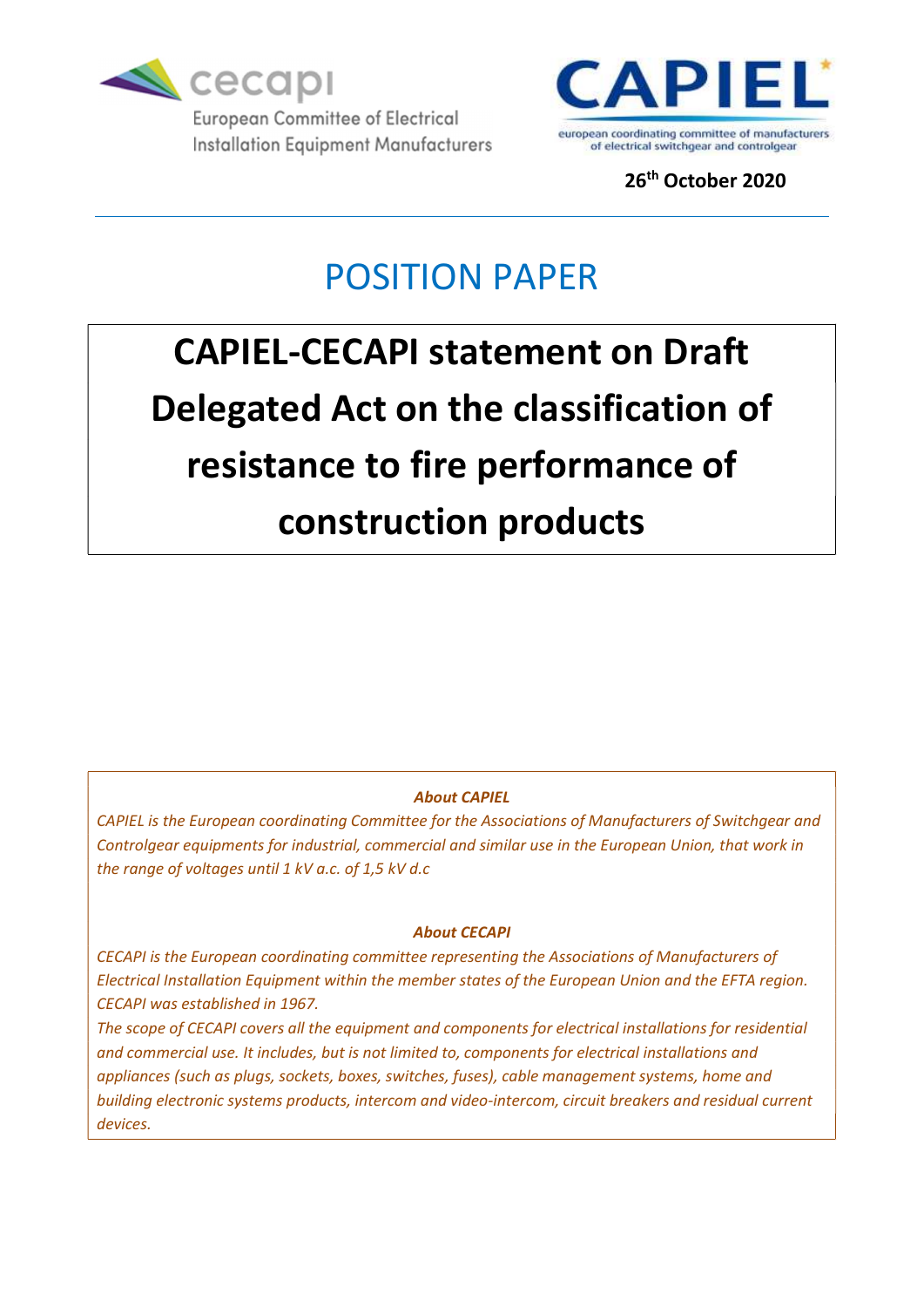cecapi

European Committee of Electrical Installation Equipment Manufacturers

CAPIEL

european coordinating committee of manufacturers of electrical switchgear and controlgear

**26th October 2020**

# POSITION PAPER

# CAPIEL-CECAPI statement on Draft Delegated Act on the classification of resistance to fire performance of construction products

***About CAPIEL***

*CAPIEL is the European coordinating Committee for the Associations of Manufacturers of Switchgear and Controlgear equipments for industrial, commercial and similar use in the European Union, that work in the range of voltages until 1 kV a.c. of 1,5 kV d.c*

***About CECAPI***

*CECAPI is the European coordinating committee representing the Associations of Manufacturers of Electrical Installation Equipment within the member states of the European Union and the EFTA region. CECAPI was established in 1967.*

*The scope of CECAPI covers all the equipment and components for electrical installations for residential and commercial use. It includes, but is not limited to, components for electrical installations and appliances (such as plugs, sockets, boxes, switches, fuses), cable management systems, home and building electronic systems products, intercom and video-intercom, circuit breakers and residual current devices.*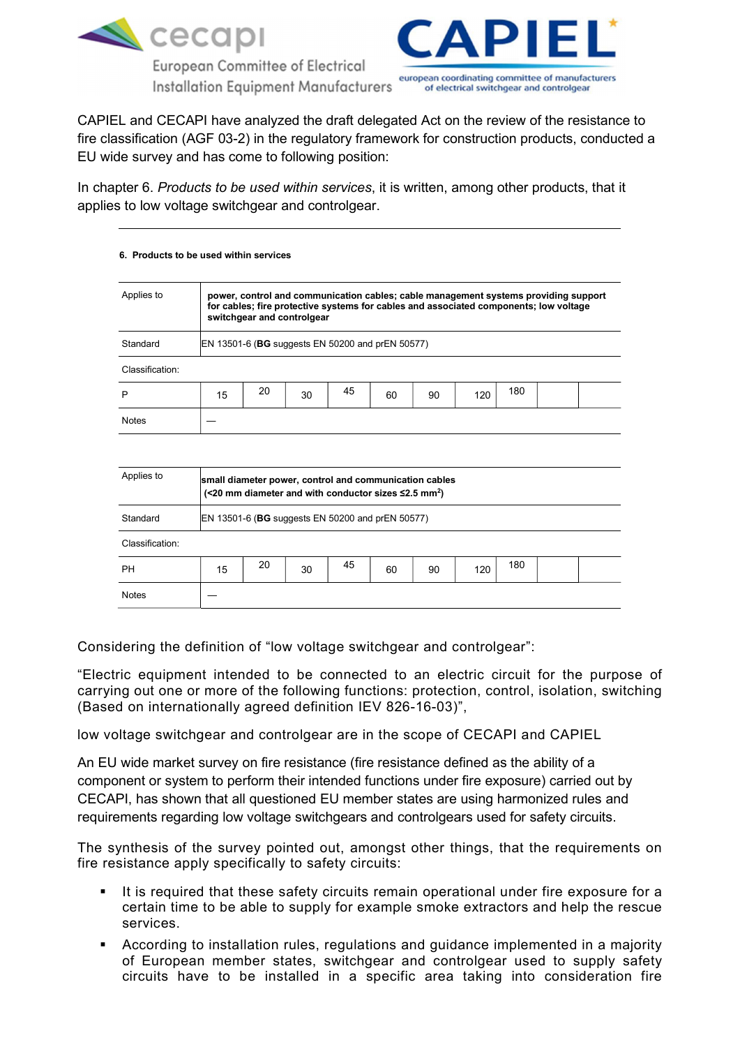cecapi
European Committee of Electrical Installation Equipment Manufacturers

CAPIEL
european coordinating committee of manufacturers of electrical switchgear and controlgear

CAPIEL and CECAPI have analyzed the draft delegated Act on the review of the resistance to fire classification (AGF 03-2) in the regulatory framework for construction products, conducted a EU wide survey and has come to following position:

In chapter 6. *Products to be used within services*, it is written, among other products, that it applies to low voltage switchgear and controlgear.

**6. Products to be used within services**

| Applies to | **power, control and communication cables; cable management systems providing support for cables; fire protective systems for cables and associated components; low voltage switchgear and controlgear** | | | | | | | | |
|---|---|---|---|---|---|---|---|---|---|
| Standard | EN 13501-6 (**BG** suggests EN 50200 and prEN 50577) | | | | | | | | |
| Classification: | | | | | | | | | |
| P | 15 | 20 | 30 | 45 | 60 | 90 | 120 | 180 | | |
| Notes | — | | | | | | | | |

| Applies to | **small diameter power, control and communication cables (<20 mm diameter and with conductor sizes ≤2.5 mm²)** | | | | | | | | |
|---|---|---|---|---|---|---|---|---|---|
| Standard | EN 13501-6 (**BG** suggests EN 50200 and prEN 50577) | | | | | | | | |
| Classification: | | | | | | | | | |
| PH | 15 | 20 | 30 | 45 | 60 | 90 | 120 | 180 | | |
| Notes | — | | | | | | | | |

Considering the definition of “low voltage switchgear and controlgear”:

“Electric equipment intended to be connected to an electric circuit for the purpose of carrying out one or more of the following functions: protection, control, isolation, switching (Based on internationally agreed definition IEV 826-16-03)”,

low voltage switchgear and controlgear are in the scope of CECAPI and CAPIEL

An EU wide market survey on fire resistance (fire resistance defined as the ability of a component or system to perform their intended functions under fire exposure) carried out by CECAPI, has shown that all questioned EU member states are using harmonized rules and requirements regarding low voltage switchgears and controlgears used for safety circuits.

The synthesis of the survey pointed out, amongst other things, that the requirements on fire resistance apply specifically to safety circuits:

- It is required that these safety circuits remain operational under fire exposure for a certain time to be able to supply for example smoke extractors and help the rescue services.
- According to installation rules, regulations and guidance implemented in a majority of European member states, switchgear and controlgear used to supply safety circuits have to be installed in a specific area taking into consideration fire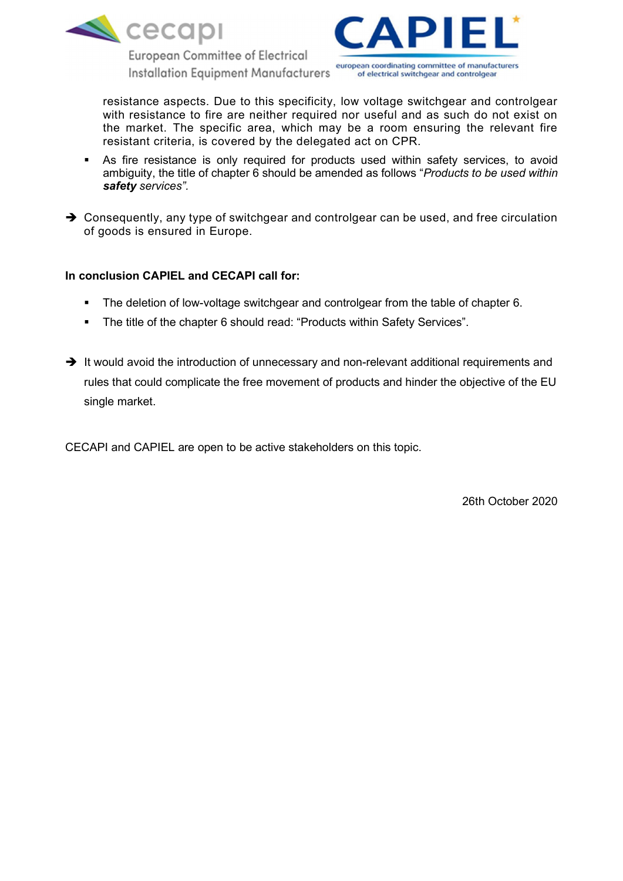resistance aspects. Due to this specificity, low voltage switchgear and controlgear with resistance to fire are neither required nor useful and as such do not exist on the market. The specific area, which may be a room ensuring the relevant fire resistant criteria, is covered by the delegated act on CPR.

- As fire resistance is only required for products used within safety services, to avoid ambiguity, the title of chapter 6 should be amended as follows "*Products to be used within **safety** services".*

➔ Consequently, any type of switchgear and controlgear can be used, and free circulation of goods is ensured in Europe.

**In conclusion CAPIEL and CECAPI call for:**

- The deletion of low-voltage switchgear and controlgear from the table of chapter 6.
- The title of the chapter 6 should read: "Products within Safety Services".

➔ It would avoid the introduction of unnecessary and non-relevant additional requirements and rules that could complicate the free movement of products and hinder the objective of the EU single market.

CECAPI and CAPIEL are open to be active stakeholders on this topic.

26th October 2020